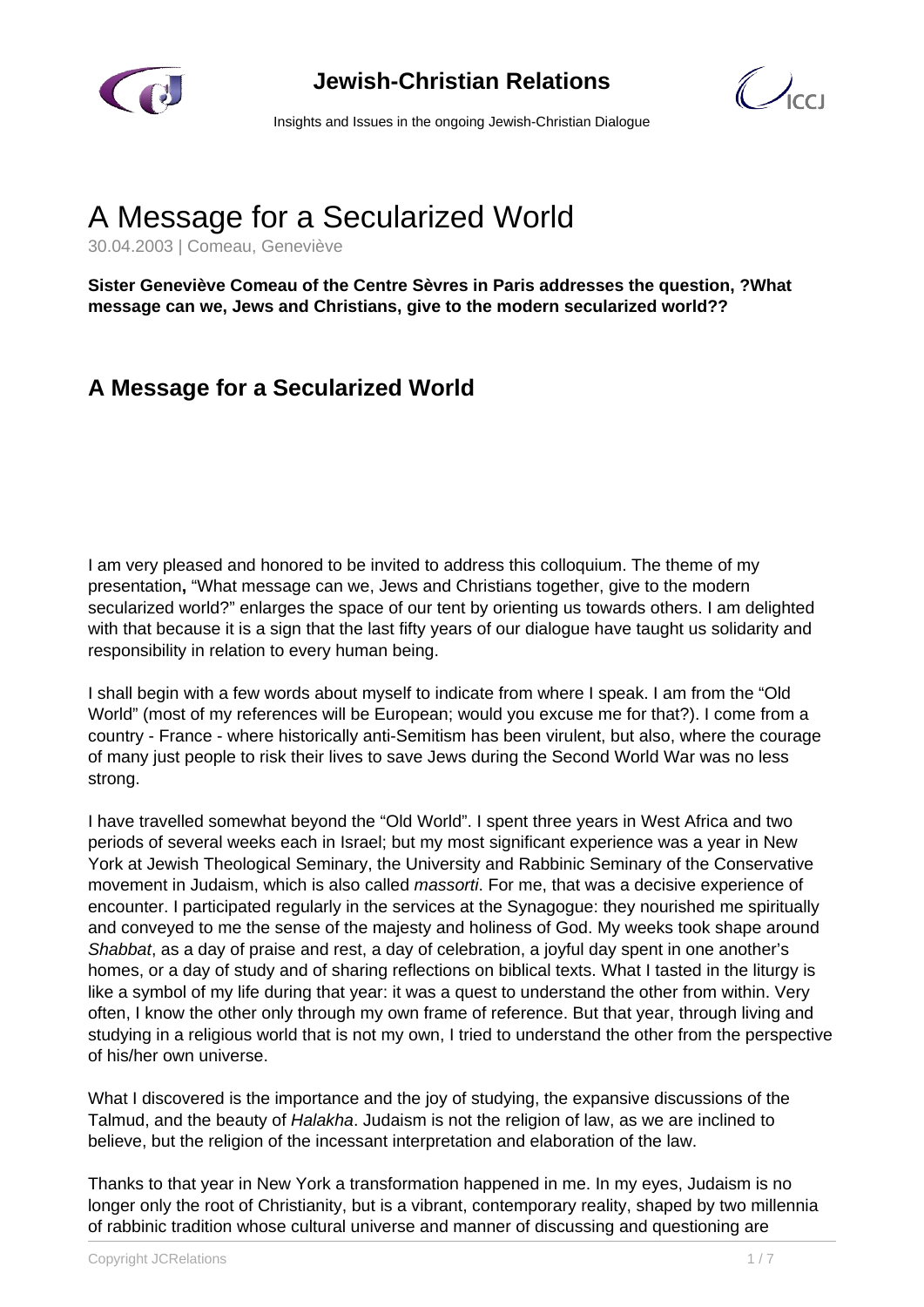# A Message for a Secularized World

30.04.2003 | Comeau, Geneviève

**Sister Geneviève Comeau of the Centre Sèvres in Paris addresses the question, ?What message can we, Jews and Christians, give to the modern secularized world??**

## A Message for a Secularized World

I am very pleased and honored to be invited to address this colloquium. The theme of my presentation**,** "What message can we, Jews and Christians together, give to the modern secularized world?" enlarges the space of our tent by orienting us towards others. I am delighted with that because it is a sign that the last fifty years of our dialogue have taught us solidarity and responsibility in relation to every human being.

I shall begin with a few words about myself to indicate from where I speak. I am from the "Old World" (most of my references will be European; would you excuse me for that?). I come from a country - France - where historically anti-Semitism has been virulent, but also, where the courage of many just people to risk their lives to save Jews during the Second World War was no less strong.

I have travelled somewhat beyond the "Old World". I spent three years in West Africa and two periods of several weeks each in Israel; but my most significant experience was a year in New York at Jewish Theological Seminary, the University and Rabbinic Seminary of the Conservative movement in Judaism, which is also called *massorti*. For me, that was a decisive experience of encounter. I participated regularly in the services at the Synagogue: they nourished me spiritually and conveyed to me the sense of the majesty and holiness of God. My weeks took shape around *Shabbat*, as a day of praise and rest, a day of celebration, a joyful day spent in one another's homes, or a day of study and of sharing reflections on biblical texts. What I tasted in the liturgy is like a symbol of my life during that year: it was a quest to understand the other from within. Very often, I know the other only through my own frame of reference. But that year, through living and studying in a religious world that is not my own, I tried to understand the other from the perspective of his/her own universe.

What I discovered is the importance and the joy of studying, the expansive discussions of the Talmud, and the beauty of *Halakha*. Judaism is not the religion of law, as we are inclined to believe, but the religion of the incessant interpretation and elaboration of the law.

Thanks to that year in New York a transformation happened in me. In my eyes, Judaism is no longer only the root of Christianity, but is a vibrant, contemporary reality, shaped by two millennia of rabbinic tradition whose cultural universe and manner of discussing and questioning are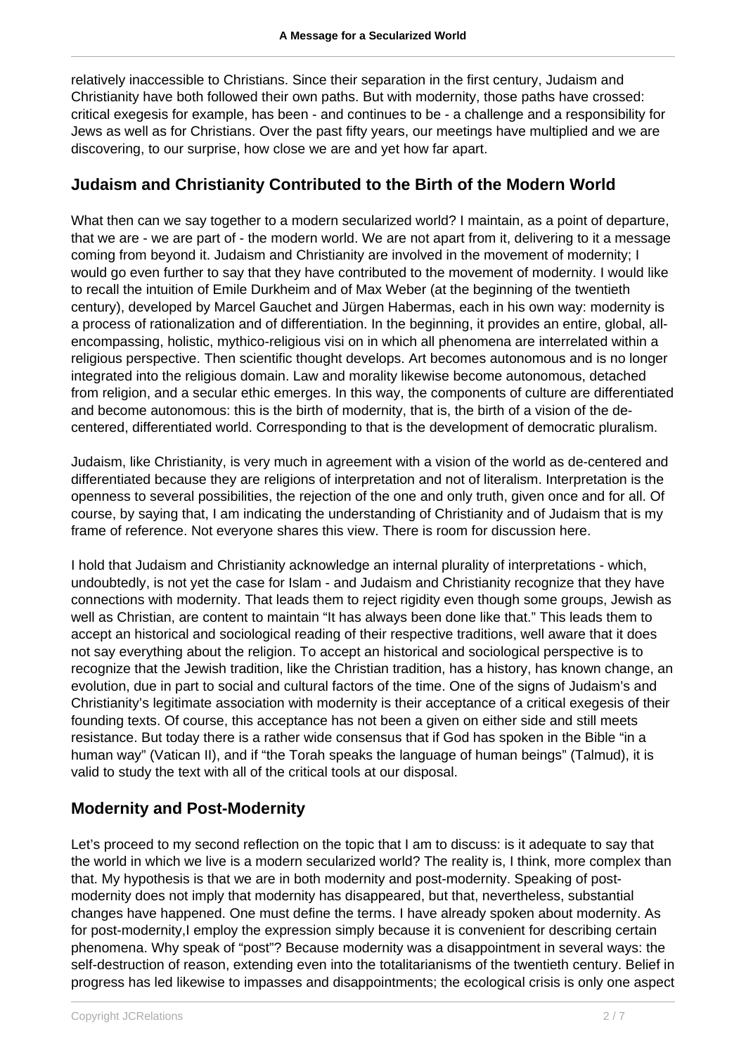relatively inaccessible to Christians. Since their separation in the first century, Judaism and Christianity have both followed their own paths. But with modernity, those paths have crossed: critical exegesis for example, has been - and continues to be - a challenge and a responsibility for Jews as well as for Christians. Over the past fifty years, our meetings have multiplied and we are discovering, to our surprise, how close we are and yet how far apart.

## Judaism and Christianity Contributed to the Birth of the Modern World

What then can we say together to a modern secularized world? I maintain, as a point of departure, that we are - we are part of - the modern world. We are not apart from it, delivering to it a message coming from beyond it. Judaism and Christianity are involved in the movement of modernity; I would go even further to say that they have contributed to the movement of modernity. I would like to recall the intuition of Emile Durkheim and of Max Weber (at the beginning of the twentieth century), developed by Marcel Gauchet and Jürgen Habermas, each in his own way: modernity is a process of rationalization and of differentiation. In the beginning, it provides an entire, global, all-encompassing, holistic, mythico-religious visi on in which all phenomena are interrelated within a religious perspective. Then scientific thought develops. Art becomes autonomous and is no longer integrated into the religious domain. Law and morality likewise become autonomous, detached from religion, and a secular ethic emerges. In this way, the components of culture are differentiated and become autonomous: this is the birth of modernity, that is, the birth of a vision of the de-centered, differentiated world. Corresponding to that is the development of democratic pluralism.

Judaism, like Christianity, is very much in agreement with a vision of the world as de-centered and differentiated because they are religions of interpretation and not of literalism. Interpretation is the openness to several possibilities, the rejection of the one and only truth, given once and for all. Of course, by saying that, I am indicating the understanding of Christianity and of Judaism that is my frame of reference. Not everyone shares this view. There is room for discussion here.

I hold that Judaism and Christianity acknowledge an internal plurality of interpretations - which, undoubtedly, is not yet the case for Islam - and Judaism and Christianity recognize that they have connections with modernity. That leads them to reject rigidity even though some groups, Jewish as well as Christian, are content to maintain "It has always been done like that." This leads them to accept an historical and sociological reading of their respective traditions, well aware that it does not say everything about the religion. To accept an historical and sociological perspective is to recognize that the Jewish tradition, like the Christian tradition, has a history, has known change, an evolution, due in part to social and cultural factors of the time. One of the signs of Judaism's and Christianity's legitimate association with modernity is their acceptance of a critical exegesis of their founding texts. Of course, this acceptance has not been a given on either side and still meets resistance. But today there is a rather wide consensus that if God has spoken in the Bible "in a human way" (Vatican II), and if "the Torah speaks the language of human beings" (Talmud), it is valid to study the text with all of the critical tools at our disposal.

## Modernity and Post-Modernity

Let's proceed to my second reflection on the topic that I am to discuss: is it adequate to say that the world in which we live is a modern secularized world? The reality is, I think, more complex than that. My hypothesis is that we are in both modernity and post-modernity. Speaking of post-modernity does not imply that modernity has disappeared, but that, nevertheless, substantial changes have happened. One must define the terms. I have already spoken about modernity. As for post-modernity,I employ the expression simply because it is convenient for describing certain phenomena. Why speak of "post"? Because modernity was a disappointment in several ways: the self-destruction of reason, extending even into the totalitarianisms of the twentieth century. Belief in progress has led likewise to impasses and disappointments; the ecological crisis is only one aspect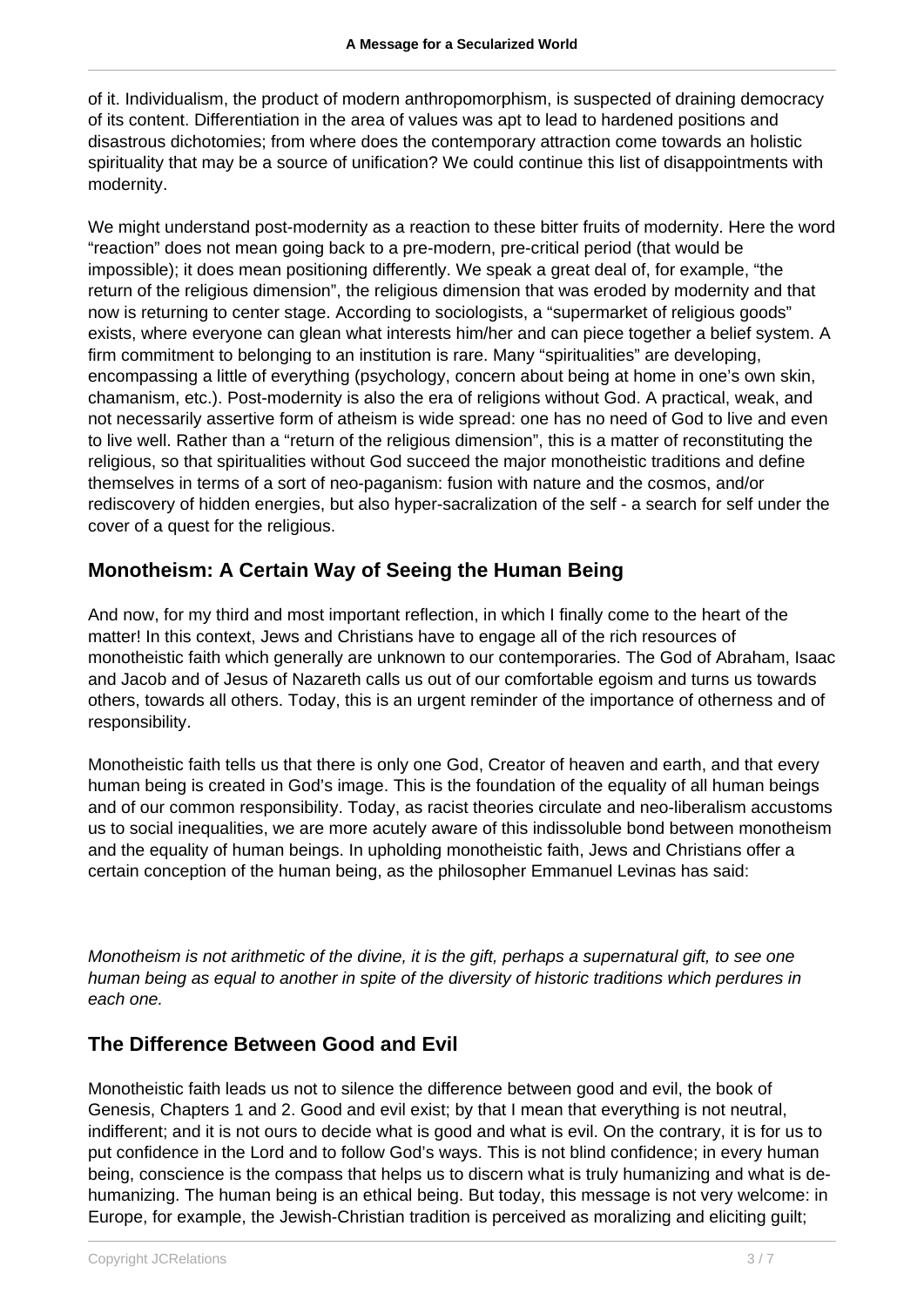of it. Individualism, the product of modern anthropomorphism, is suspected of draining democracy of its content. Differentiation in the area of values was apt to lead to hardened positions and disastrous dichotomies; from where does the contemporary attraction come towards an holistic spirituality that may be a source of unification? We could continue this list of disappointments with modernity.

We might understand post-modernity as a reaction to these bitter fruits of modernity. Here the word "reaction" does not mean going back to a pre-modern, pre-critical period (that would be impossible); it does mean positioning differently. We speak a great deal of, for example, "the return of the religious dimension", the religious dimension that was eroded by modernity and that now is returning to center stage. According to sociologists, a "supermarket of religious goods" exists, where everyone can glean what interests him/her and can piece together a belief system. A firm commitment to belonging to an institution is rare. Many "spiritualities" are developing, encompassing a little of everything (psychology, concern about being at home in one's own skin, chamanism, etc.). Post-modernity is also the era of religions without God. A practical, weak, and not necessarily assertive form of atheism is wide spread: one has no need of God to live and even to live well. Rather than a "return of the religious dimension", this is a matter of reconstituting the religious, so that spiritualities without God succeed the major monotheistic traditions and define themselves in terms of a sort of neo-paganism: fusion with nature and the cosmos, and/or rediscovery of hidden energies, but also hyper-sacralization of the self - a search for self under the cover of a quest for the religious.

## Monotheism: A Certain Way of Seeing the Human Being

And now, for my third and most important reflection, in which I finally come to the heart of the matter! In this context, Jews and Christians have to engage all of the rich resources of monotheistic faith which generally are unknown to our contemporaries. The God of Abraham, Isaac and Jacob and of Jesus of Nazareth calls us out of our comfortable egoism and turns us towards others, towards all others. Today, this is an urgent reminder of the importance of otherness and of responsibility.

Monotheistic faith tells us that there is only one God, Creator of heaven and earth, and that every human being is created in God's image. This is the foundation of the equality of all human beings and of our common responsibility. Today, as racist theories circulate and neo-liberalism accustoms us to social inequalities, we are more acutely aware of this indissoluble bond between monotheism and the equality of human beings. In upholding monotheistic faith, Jews and Christians offer a certain conception of the human being, as the philosopher Emmanuel Levinas has said:

*Monotheism is not arithmetic of the divine, it is the gift, perhaps a supernatural gift, to see one human being as equal to another in spite of the diversity of historic traditions which perdures in each one.*

## The Difference Between Good and Evil

Monotheistic faith leads us not to silence the difference between good and evil, the book of Genesis, Chapters 1 and 2. Good and evil exist; by that I mean that everything is not neutral, indifferent; and it is not ours to decide what is good and what is evil. On the contrary, it is for us to put confidence in the Lord and to follow God's ways. This is not blind confidence; in every human being, conscience is the compass that helps us to discern what is truly humanizing and what is de-humanizing. The human being is an ethical being. But today, this message is not very welcome: in Europe, for example, the Jewish-Christian tradition is perceived as moralizing and eliciting guilt;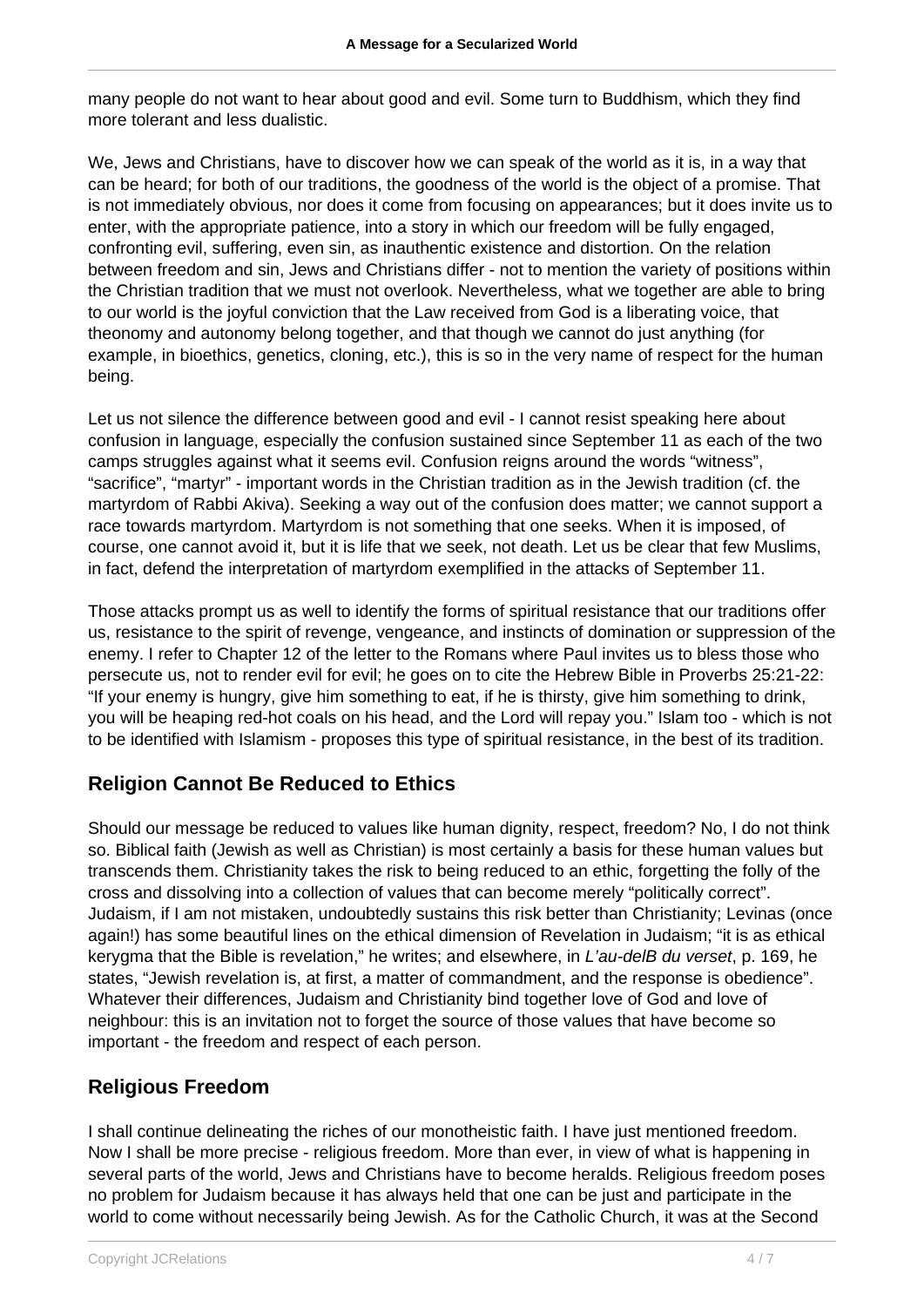many people do not want to hear about good and evil. Some turn to Buddhism, which they find more tolerant and less dualistic.

We, Jews and Christians, have to discover how we can speak of the world as it is, in a way that can be heard; for both of our traditions, the goodness of the world is the object of a promise. That is not immediately obvious, nor does it come from focusing on appearances; but it does invite us to enter, with the appropriate patience, into a story in which our freedom will be fully engaged, confronting evil, suffering, even sin, as inauthentic existence and distortion. On the relation between freedom and sin, Jews and Christians differ - not to mention the variety of positions within the Christian tradition that we must not overlook. Nevertheless, what we together are able to bring to our world is the joyful conviction that the Law received from God is a liberating voice, that theonomy and autonomy belong together, and that though we cannot do just anything (for example, in bioethics, genetics, cloning, etc.), this is so in the very name of respect for the human being.

Let us not silence the difference between good and evil - I cannot resist speaking here about confusion in language, especially the confusion sustained since September 11 as each of the two camps struggles against what it seems evil. Confusion reigns around the words "witness", "sacrifice", "martyr" - important words in the Christian tradition as in the Jewish tradition (cf. the martyrdom of Rabbi Akiva). Seeking a way out of the confusion does matter; we cannot support a race towards martyrdom. Martyrdom is not something that one seeks. When it is imposed, of course, one cannot avoid it, but it is life that we seek, not death. Let us be clear that few Muslims, in fact, defend the interpretation of martyrdom exemplified in the attacks of September 11.

Those attacks prompt us as well to identify the forms of spiritual resistance that our traditions offer us, resistance to the spirit of revenge, vengeance, and instincts of domination or suppression of the enemy. I refer to Chapter 12 of the letter to the Romans where Paul invites us to bless those who persecute us, not to render evil for evil; he goes on to cite the Hebrew Bible in Proverbs 25:21-22: "If your enemy is hungry, give him something to eat, if he is thirsty, give him something to drink, you will be heaping red-hot coals on his head, and the Lord will repay you." Islam too - which is not to be identified with Islamism - proposes this type of spiritual resistance, in the best of its tradition.

## Religion Cannot Be Reduced to Ethics

Should our message be reduced to values like human dignity, respect, freedom? No, I do not think so. Biblical faith (Jewish as well as Christian) is most certainly a basis for these human values but transcends them. Christianity takes the risk to being reduced to an ethic, forgetting the folly of the cross and dissolving into a collection of values that can become merely "politically correct". Judaism, if I am not mistaken, undoubtedly sustains this risk better than Christianity; Levinas (once again!) has some beautiful lines on the ethical dimension of Revelation in Judaism; "it is as ethical kerygma that the Bible is revelation," he writes; and elsewhere, in *L'au-delB du verset*, p. 169, he states, "Jewish revelation is, at first, a matter of commandment, and the response is obedience". Whatever their differences, Judaism and Christianity bind together love of God and love of neighbour: this is an invitation not to forget the source of those values that have become so important - the freedom and respect of each person.

## Religious Freedom

I shall continue delineating the riches of our monotheistic faith. I have just mentioned freedom. Now I shall be more precise - religious freedom. More than ever, in view of what is happening in several parts of the world, Jews and Christians have to become heralds. Religious freedom poses no problem for Judaism because it has always held that one can be just and participate in the world to come without necessarily being Jewish. As for the Catholic Church, it was at the Second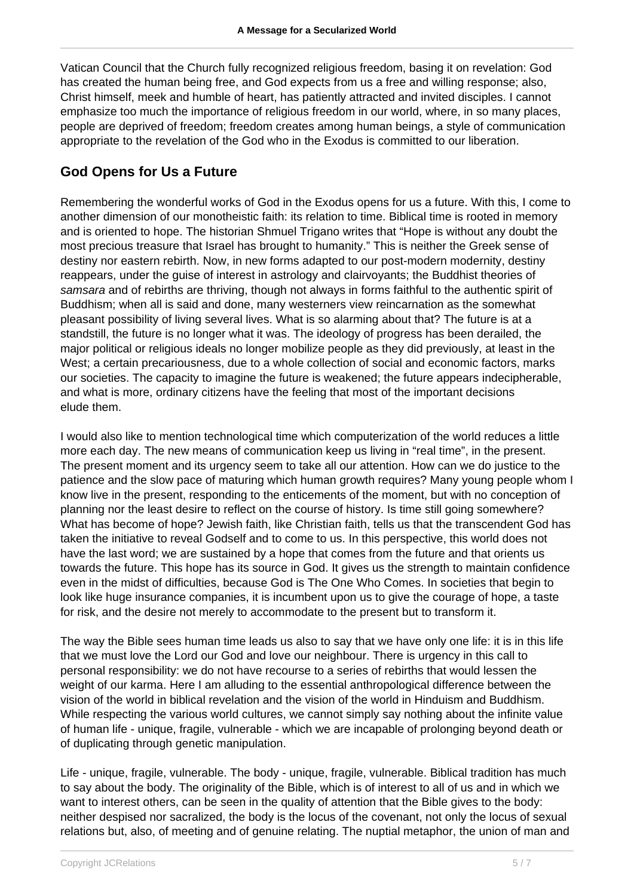Vatican Council that the Church fully recognized religious freedom, basing it on revelation: God has created the human being free, and God expects from us a free and willing response; also, Christ himself, meek and humble of heart, has patiently attracted and invited disciples. I cannot emphasize too much the importance of religious freedom in our world, where, in so many places, people are deprived of freedom; freedom creates among human beings, a style of communication appropriate to the revelation of the God who in the Exodus is committed to our liberation.

## God Opens for Us a Future

Remembering the wonderful works of God in the Exodus opens for us a future. With this, I come to another dimension of our monotheistic faith: its relation to time. Biblical time is rooted in memory and is oriented to hope. The historian Shmuel Trigano writes that "Hope is without any doubt the most precious treasure that Israel has brought to humanity." This is neither the Greek sense of destiny nor eastern rebirth. Now, in new forms adapted to our post-modern modernity, destiny reappears, under the guise of interest in astrology and clairvoyants; the Buddhist theories of *samsara* and of rebirths are thriving, though not always in forms faithful to the authentic spirit of Buddhism; when all is said and done, many westerners view reincarnation as the somewhat pleasant possibility of living several lives. What is so alarming about that? The future is at a standstill, the future is no longer what it was. The ideology of progress has been derailed, the major political or religious ideals no longer mobilize people as they did previously, at least in the West; a certain precariousness, due to a whole collection of social and economic factors, marks our societies. The capacity to imagine the future is weakened; the future appears indecipherable, and what is more, ordinary citizens have the feeling that most of the important decisions elude them.

I would also like to mention technological time which computerization of the world reduces a little more each day. The new means of communication keep us living in "real time", in the present. The present moment and its urgency seem to take all our attention. How can we do justice to the patience and the slow pace of maturing which human growth requires? Many young people whom I know live in the present, responding to the enticements of the moment, but with no conception of planning nor the least desire to reflect on the course of history. Is time still going somewhere? What has become of hope? Jewish faith, like Christian faith, tells us that the transcendent God has taken the initiative to reveal Godself and to come to us. In this perspective, this world does not have the last word; we are sustained by a hope that comes from the future and that orients us towards the future. This hope has its source in God. It gives us the strength to maintain confidence even in the midst of difficulties, because God is The One Who Comes. In societies that begin to look like huge insurance companies, it is incumbent upon us to give the courage of hope, a taste for risk, and the desire not merely to accommodate to the present but to transform it.

The way the Bible sees human time leads us also to say that we have only one life: it is in this life that we must love the Lord our God and love our neighbour. There is urgency in this call to personal responsibility: we do not have recourse to a series of rebirths that would lessen the weight of our karma. Here I am alluding to the essential anthropological difference between the vision of the world in biblical revelation and the vision of the world in Hinduism and Buddhism. While respecting the various world cultures, we cannot simply say nothing about the infinite value of human life - unique, fragile, vulnerable - which we are incapable of prolonging beyond death or of duplicating through genetic manipulation.

Life - unique, fragile, vulnerable. The body - unique, fragile, vulnerable. Biblical tradition has much to say about the body. The originality of the Bible, which is of interest to all of us and in which we want to interest others, can be seen in the quality of attention that the Bible gives to the body: neither despised nor sacralized, the body is the locus of the covenant, not only the locus of sexual relations but, also, of meeting and of genuine relating. The nuptial metaphor, the union of man and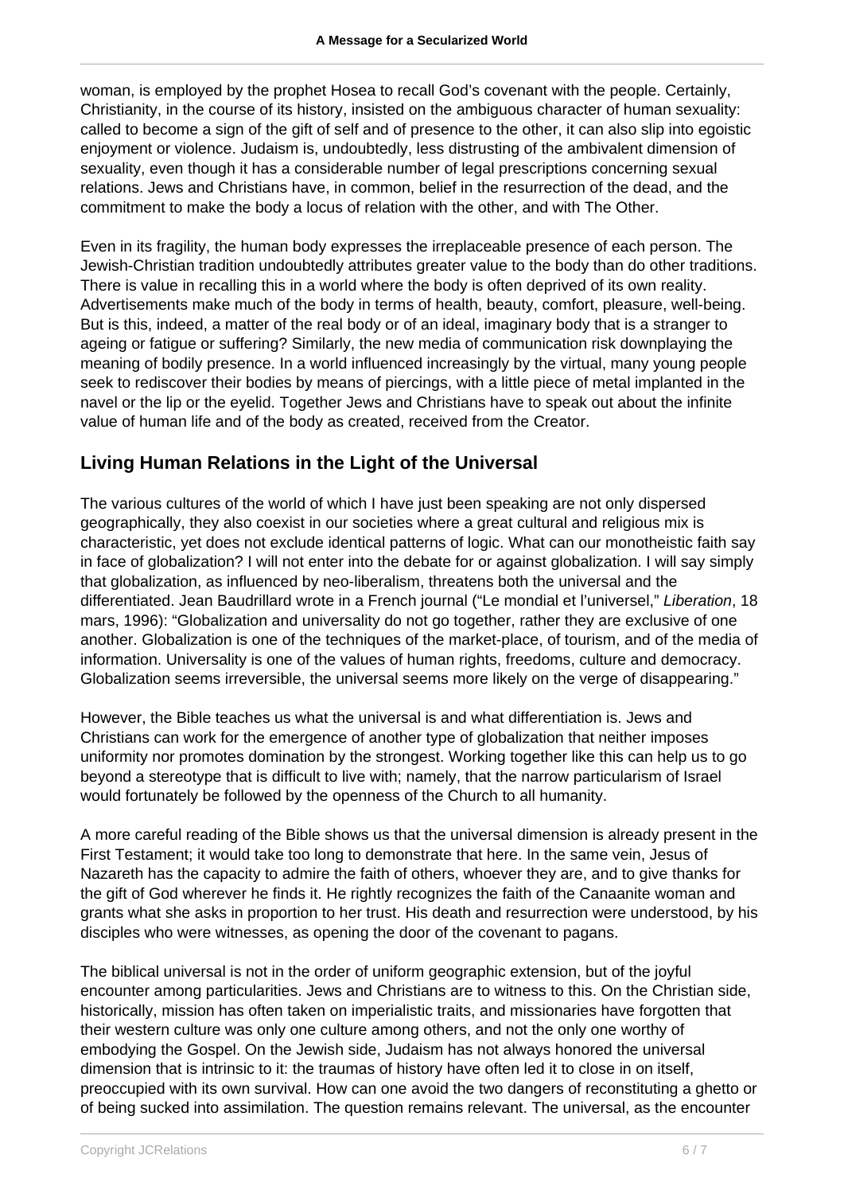woman, is employed by the prophet Hosea to recall God's covenant with the people. Certainly, Christianity, in the course of its history, insisted on the ambiguous character of human sexuality: called to become a sign of the gift of self and of presence to the other, it can also slip into egoistic enjoyment or violence. Judaism is, undoubtedly, less distrusting of the ambivalent dimension of sexuality, even though it has a considerable number of legal prescriptions concerning sexual relations. Jews and Christians have, in common, belief in the resurrection of the dead, and the commitment to make the body a locus of relation with the other, and with The Other.

Even in its fragility, the human body expresses the irreplaceable presence of each person. The Jewish-Christian tradition undoubtedly attributes greater value to the body than do other traditions. There is value in recalling this in a world where the body is often deprived of its own reality. Advertisements make much of the body in terms of health, beauty, comfort, pleasure, well-being. But is this, indeed, a matter of the real body or of an ideal, imaginary body that is a stranger to ageing or fatigue or suffering? Similarly, the new media of communication risk downplaying the meaning of bodily presence. In a world influenced increasingly by the virtual, many young people seek to rediscover their bodies by means of piercings, with a little piece of metal implanted in the navel or the lip or the eyelid. Together Jews and Christians have to speak out about the infinite value of human life and of the body as created, received from the Creator.

## Living Human Relations in the Light of the Universal

The various cultures of the world of which I have just been speaking are not only dispersed geographically, they also coexist in our societies where a great cultural and religious mix is characteristic, yet does not exclude identical patterns of logic. What can our monotheistic faith say in face of globalization? I will not enter into the debate for or against globalization. I will say simply that globalization, as influenced by neo-liberalism, threatens both the universal and the differentiated. Jean Baudrillard wrote in a French journal ("Le mondial et l'universel," *Liberation*, 18 mars, 1996): "Globalization and universality do not go together, rather they are exclusive of one another. Globalization is one of the techniques of the market-place, of tourism, and of the media of information. Universality is one of the values of human rights, freedoms, culture and democracy. Globalization seems irreversible, the universal seems more likely on the verge of disappearing."

However, the Bible teaches us what the universal is and what differentiation is. Jews and Christians can work for the emergence of another type of globalization that neither imposes uniformity nor promotes domination by the strongest. Working together like this can help us to go beyond a stereotype that is difficult to live with; namely, that the narrow particularism of Israel would fortunately be followed by the openness of the Church to all humanity.

A more careful reading of the Bible shows us that the universal dimension is already present in the First Testament; it would take too long to demonstrate that here. In the same vein, Jesus of Nazareth has the capacity to admire the faith of others, whoever they are, and to give thanks for the gift of God wherever he finds it. He rightly recognizes the faith of the Canaanite woman and grants what she asks in proportion to her trust. His death and resurrection were understood, by his disciples who were witnesses, as opening the door of the covenant to pagans.

The biblical universal is not in the order of uniform geographic extension, but of the joyful encounter among particularities. Jews and Christians are to witness to this. On the Christian side, historically, mission has often taken on imperialistic traits, and missionaries have forgotten that their western culture was only one culture among others, and not the only one worthy of embodying the Gospel. On the Jewish side, Judaism has not always honored the universal dimension that is intrinsic to it: the traumas of history have often led it to close in on itself, preoccupied with its own survival. How can one avoid the two dangers of reconstituting a ghetto or of being sucked into assimilation. The question remains relevant. The universal, as the encounter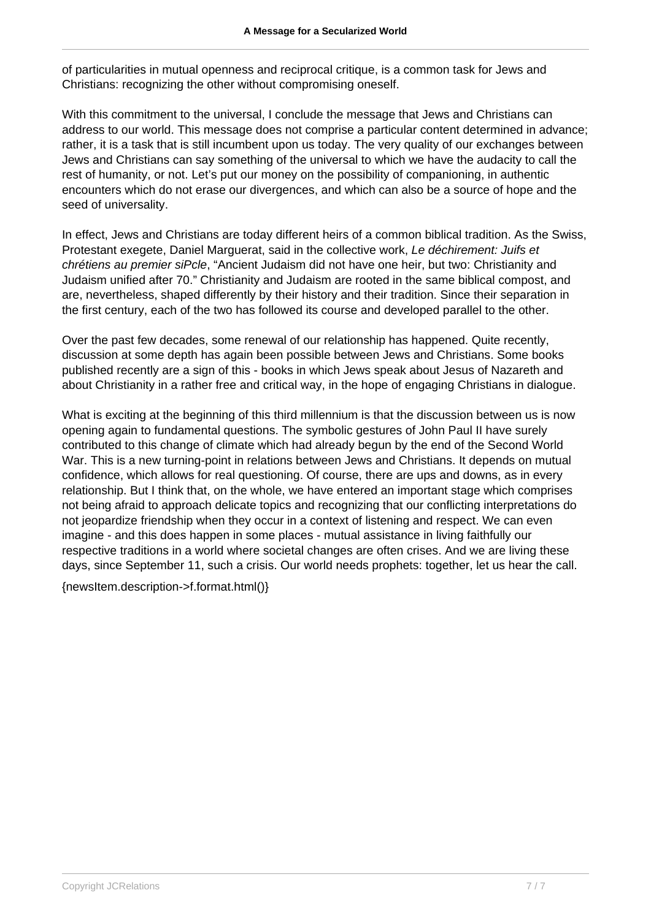of particularities in mutual openness and reciprocal critique, is a common task for Jews and Christians: recognizing the other without compromising oneself.

With this commitment to the universal, I conclude the message that Jews and Christians can address to our world. This message does not comprise a particular content determined in advance; rather, it is a task that is still incumbent upon us today. The very quality of our exchanges between Jews and Christians can say something of the universal to which we have the audacity to call the rest of humanity, or not. Let's put our money on the possibility of companioning, in authentic encounters which do not erase our divergences, and which can also be a source of hope and the seed of universality.

In effect, Jews and Christians are today different heirs of a common biblical tradition. As the Swiss, Protestant exegete, Daniel Marguerat, said in the collective work, *Le déchirement: Juifs et chrétiens au premier siPcle*, "Ancient Judaism did not have one heir, but two: Christianity and Judaism unified after 70." Christianity and Judaism are rooted in the same biblical compost, and are, nevertheless, shaped differently by their history and their tradition. Since their separation in the first century, each of the two has followed its course and developed parallel to the other.

Over the past few decades, some renewal of our relationship has happened. Quite recently, discussion at some depth has again been possible between Jews and Christians. Some books published recently are a sign of this - books in which Jews speak about Jesus of Nazareth and about Christianity in a rather free and critical way, in the hope of engaging Christians in dialogue.

What is exciting at the beginning of this third millennium is that the discussion between us is now opening again to fundamental questions. The symbolic gestures of John Paul II have surely contributed to this change of climate which had already begun by the end of the Second World War. This is a new turning-point in relations between Jews and Christians. It depends on mutual confidence, which allows for real questioning. Of course, there are ups and downs, as in every relationship. But I think that, on the whole, we have entered an important stage which comprises not being afraid to approach delicate topics and recognizing that our conflicting interpretations do not jeopardize friendship when they occur in a context of listening and respect. We can even imagine - and this does happen in some places - mutual assistance in living faithfully our respective traditions in a world where societal changes are often crises. And we are living these days, since September 11, such a crisis. Our world needs prophets: together, let us hear the call.

{newsItem.description->f.format.html()}